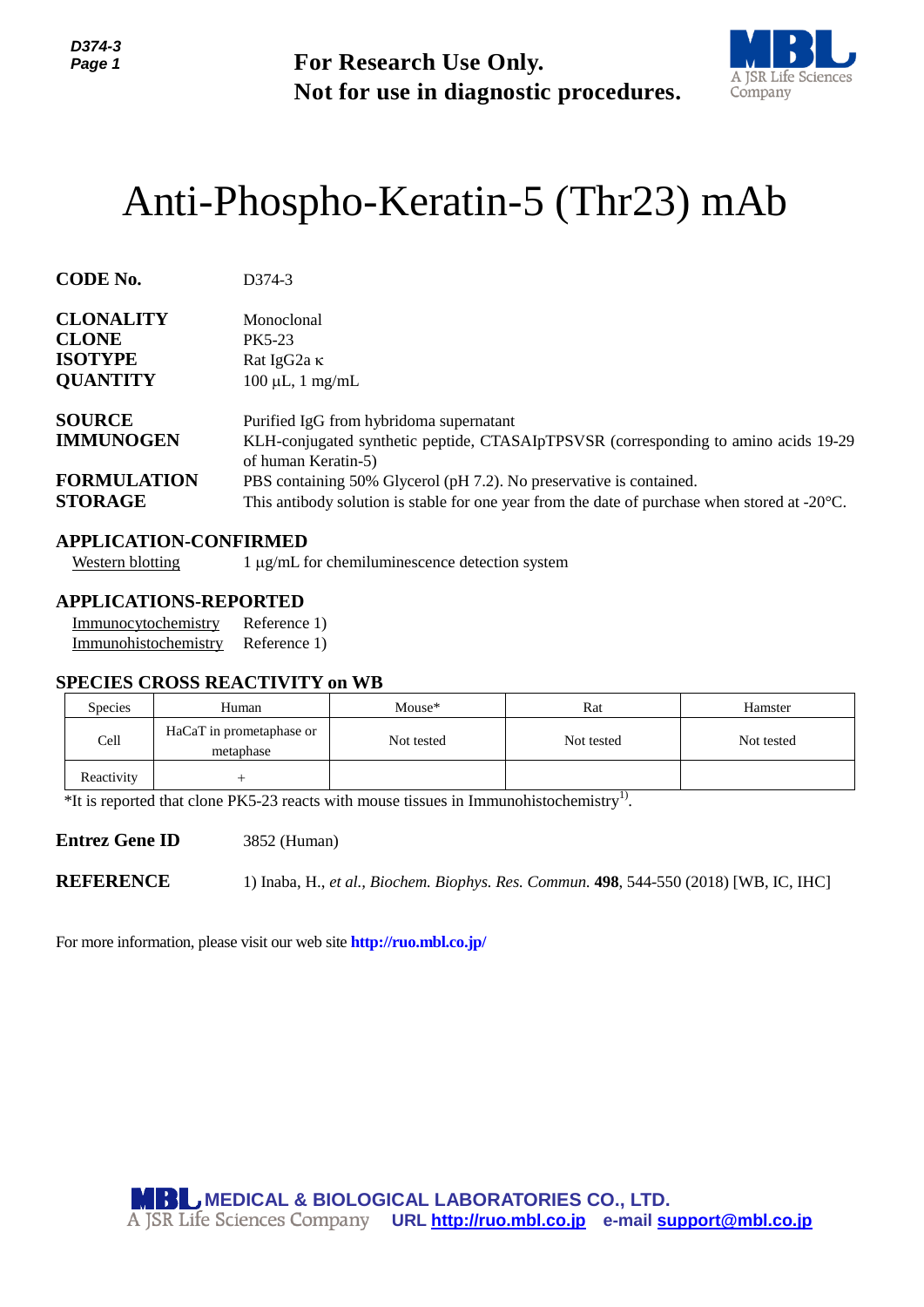**For Research Use Only.**
**Not for use in diagnostic procedures.**

# Anti-Phospho-Keratin-5 (Thr23) mAb

**CODE No.** D374-3

**CLONALITY** Monoclonal
**CLONE** PK5-23
**ISOTYPE** Rat IgG2a κ
**QUANTITY** 100 μL, 1 mg/mL

**SOURCE** Purified IgG from hybridoma supernatant
**IMMUNOGEN** KLH-conjugated synthetic peptide, CTASAIpTPSVSR (corresponding to amino acids 19-29 of human Keratin-5)
**FORMULATION** PBS containing 50% Glycerol (pH 7.2). No preservative is contained.
**STORAGE** This antibody solution is stable for one year from the date of purchase when stored at -20°C.

## APPLICATION-CONFIRMED

Western blotting 1 μg/mL for chemiluminescence detection system

## APPLICATIONS-REPORTED

Immunocytochemistry Reference 1)
Immunohistochemistry Reference 1)

## SPECIES CROSS REACTIVITY on WB

| Species | Human | Mouse* | Rat | Hamster |
|---|---|---|---|---|
| Cell | HaCaT in prometaphase or metaphase | Not tested | Not tested | Not tested |
| Reactivity | + | | | |

*It is reported that clone PK5-23 reacts with mouse tissues in Immunohistochemistry[1].

**Entrez Gene ID** 3852 (Human)

**REFERENCE** 1) Inaba, H., *et al., Biochem. Biophys. Res. Commun.* **498**, 544-550 (2018) [WB, IC, IHC]

For more information, please visit our web site **http://ruo.mbl.co.jp/**

**MEDICAL & BIOLOGICAL LABORATORIES CO., LTD.**
A JSR Life Sciences Company **URL http://ruo.mbl.co.jp e-mail support@mbl.co.jp**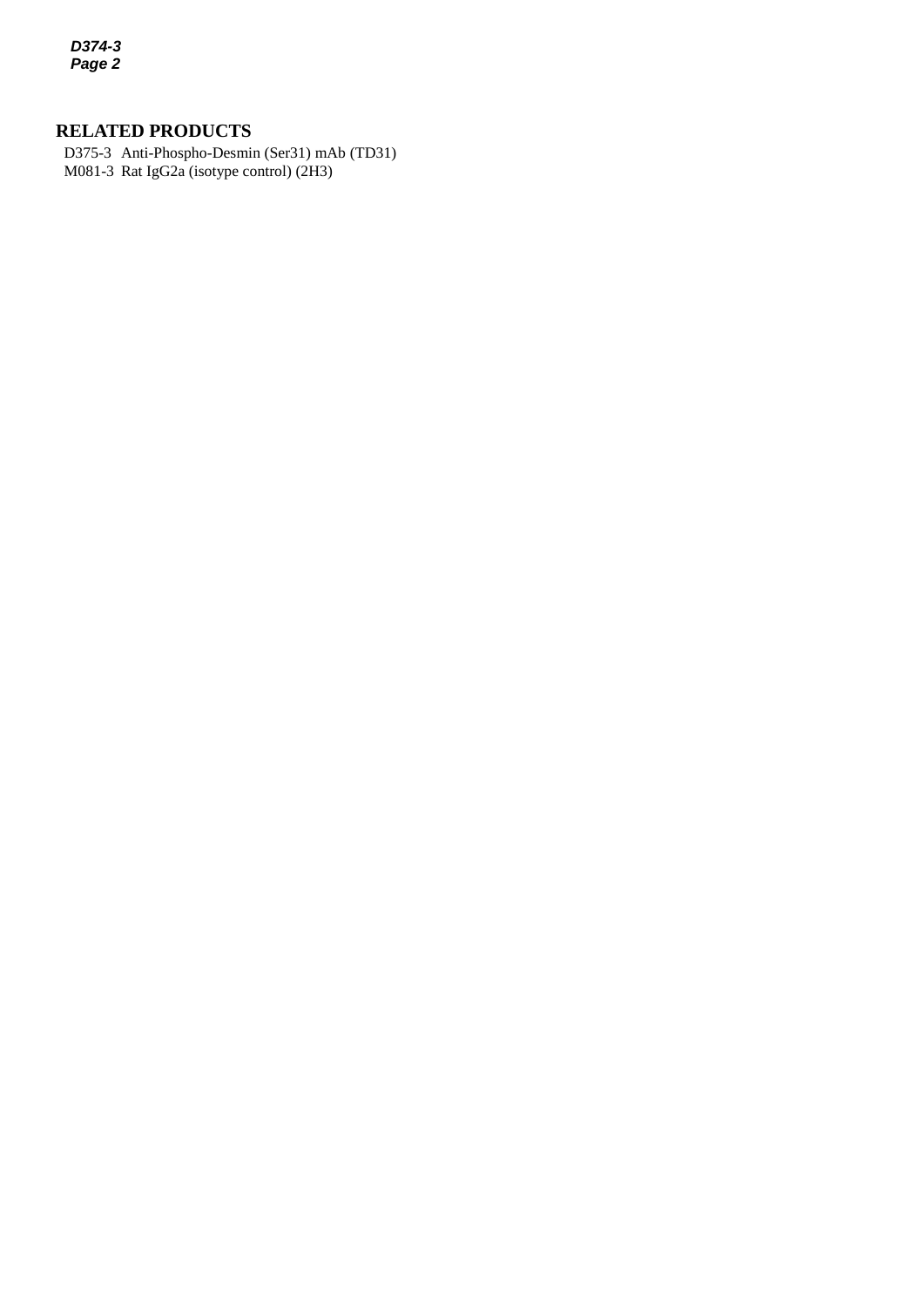## RELATED PRODUCTS

D375-3 Anti-Phospho-Desmin (Ser31) mAb (TD31)
M081-3 Rat IgG2a (isotype control) (2H3)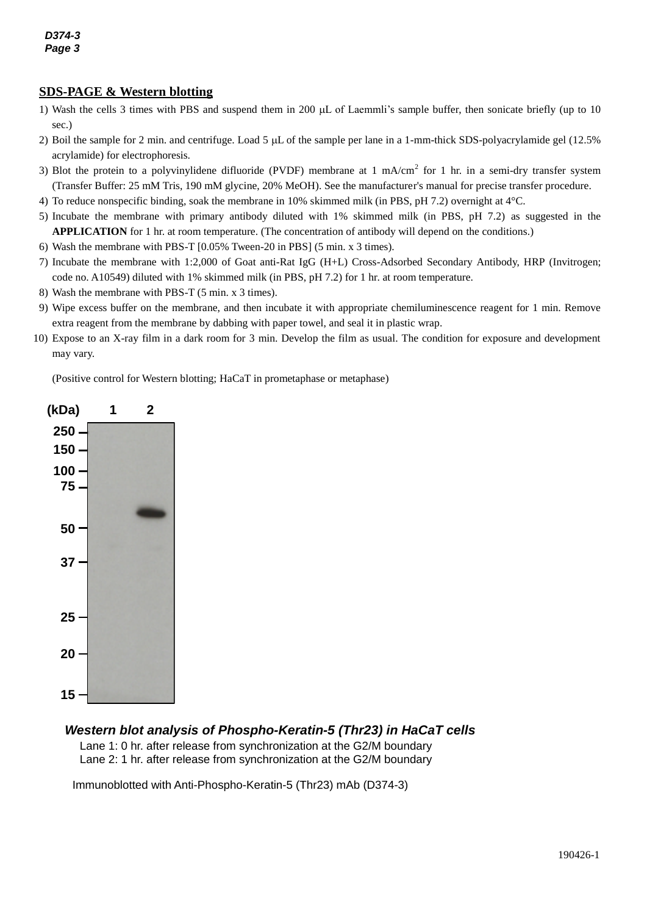## SDS-PAGE & Western blotting

1) Wash the cells 3 times with PBS and suspend them in 200 μL of Laemmli's sample buffer, then sonicate briefly (up to 10 sec.)
2) Boil the sample for 2 min. and centrifuge. Load 5 μL of the sample per lane in a 1-mm-thick SDS-polyacrylamide gel (12.5% acrylamide) for electrophoresis.
3) Blot the protein to a polyvinylidene difluoride (PVDF) membrane at 1 mA/cm$^2$ for 1 hr. in a semi-dry transfer system (Transfer Buffer: 25 mM Tris, 190 mM glycine, 20% MeOH). See the manufacturer's manual for precise transfer procedure.
4) To reduce nonspecific binding, soak the membrane in 10% skimmed milk (in PBS, pH 7.2) overnight at 4°C.
5) Incubate the membrane with primary antibody diluted with 1% skimmed milk (in PBS, pH 7.2) as suggested in the **APPLICATION** for 1 hr. at room temperature. (The concentration of antibody will depend on the conditions.)
6) Wash the membrane with PBS-T [0.05% Tween-20 in PBS] (5 min. x 3 times).
7) Incubate the membrane with 1:2,000 of Goat anti-Rat IgG (H+L) Cross-Adsorbed Secondary Antibody, HRP (Invitrogen; code no. A10549) diluted with 1% skimmed milk (in PBS, pH 7.2) for 1 hr. at room temperature.
8) Wash the membrane with PBS-T (5 min. x 3 times).
9) Wipe excess buffer on the membrane, and then incubate it with appropriate chemiluminescence reagent for 1 min. Remove extra reagent from the membrane by dabbing with paper towel, and seal it in plastic wrap.
10) Expose to an X-ray film in a dark room for 3 min. Develop the film as usual. The condition for exposure and development may vary.

(Positive control for Western blotting; HaCaT in prometaphase or metaphase)

(kDa) 1 2
250
150
100
75
50
37
25
20
15

***Western blot analysis of Phospho-Keratin-5 (Thr23) in HaCaT cells***

Lane 1: 0 hr. after release from synchronization at the G2/M boundary
Lane 2: 1 hr. after release from synchronization at the G2/M boundary

Immunoblotted with Anti-Phospho-Keratin-5 (Thr23) mAb (D374-3)

190426-1